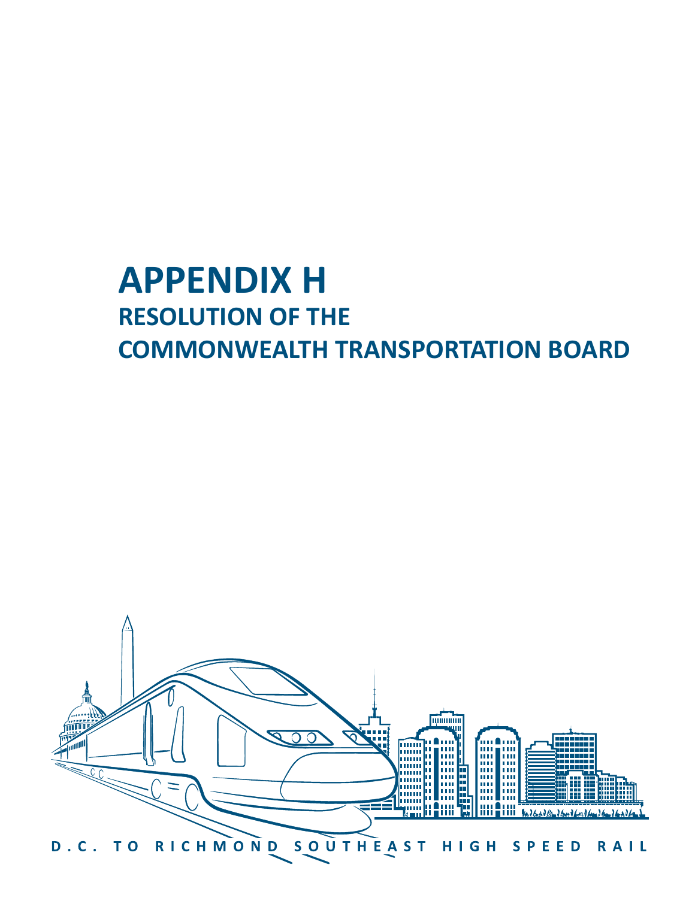# APPENDIX H

## RESOLUTION OF THE COMMONWEALTH TRANSPORTATION BOARD

D.C. TO RICHMOND SOUTHEAST HIGH SPEED RAIL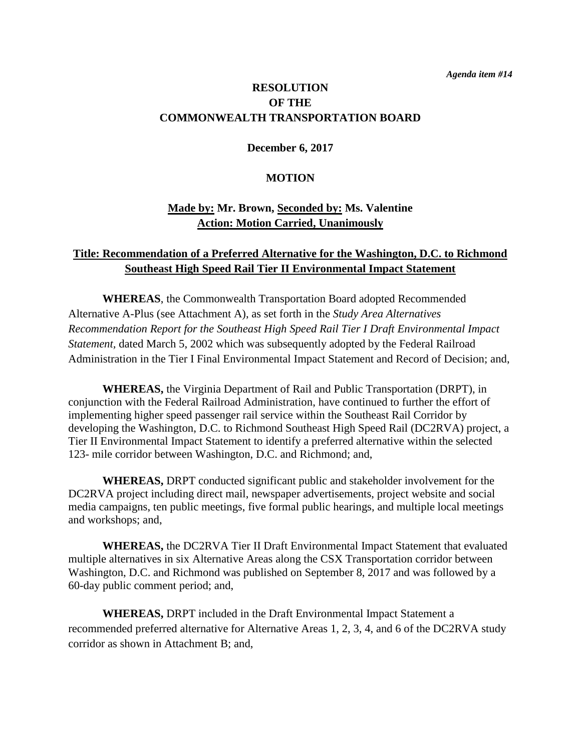*Agenda item #14*

**RESOLUTION**
**OF THE**
**COMMONWEALTH TRANSPORTATION BOARD**

**December 6, 2017**

**MOTION**

**Made by: Mr. Brown, Seconded by: Ms. Valentine**
**Action: Motion Carried, Unanimously**

**Title: Recommendation of a Preferred Alternative for the Washington, D.C. to Richmond Southeast High Speed Rail Tier II Environmental Impact Statement**

**WHEREAS**, the Commonwealth Transportation Board adopted Recommended Alternative A-Plus (see Attachment A), as set forth in the *Study Area Alternatives Recommendation Report for the Southeast High Speed Rail Tier I Draft Environmental Impact Statement,* dated March 5, 2002 which was subsequently adopted by the Federal Railroad Administration in the Tier I Final Environmental Impact Statement and Record of Decision; and,

**WHEREAS,** the Virginia Department of Rail and Public Transportation (DRPT), in conjunction with the Federal Railroad Administration, have continued to further the effort of implementing higher speed passenger rail service within the Southeast Rail Corridor by developing the Washington, D.C. to Richmond Southeast High Speed Rail (DC2RVA) project, a Tier II Environmental Impact Statement to identify a preferred alternative within the selected 123- mile corridor between Washington, D.C. and Richmond; and,

**WHEREAS,** DRPT conducted significant public and stakeholder involvement for the DC2RVA project including direct mail, newspaper advertisements, project website and social media campaigns, ten public meetings, five formal public hearings, and multiple local meetings and workshops; and,

**WHEREAS,** the DC2RVA Tier II Draft Environmental Impact Statement that evaluated multiple alternatives in six Alternative Areas along the CSX Transportation corridor between Washington, D.C. and Richmond was published on September 8, 2017 and was followed by a 60-day public comment period; and,

**WHEREAS,** DRPT included in the Draft Environmental Impact Statement a recommended preferred alternative for Alternative Areas 1, 2, 3, 4, and 6 of the DC2RVA study corridor as shown in Attachment B; and,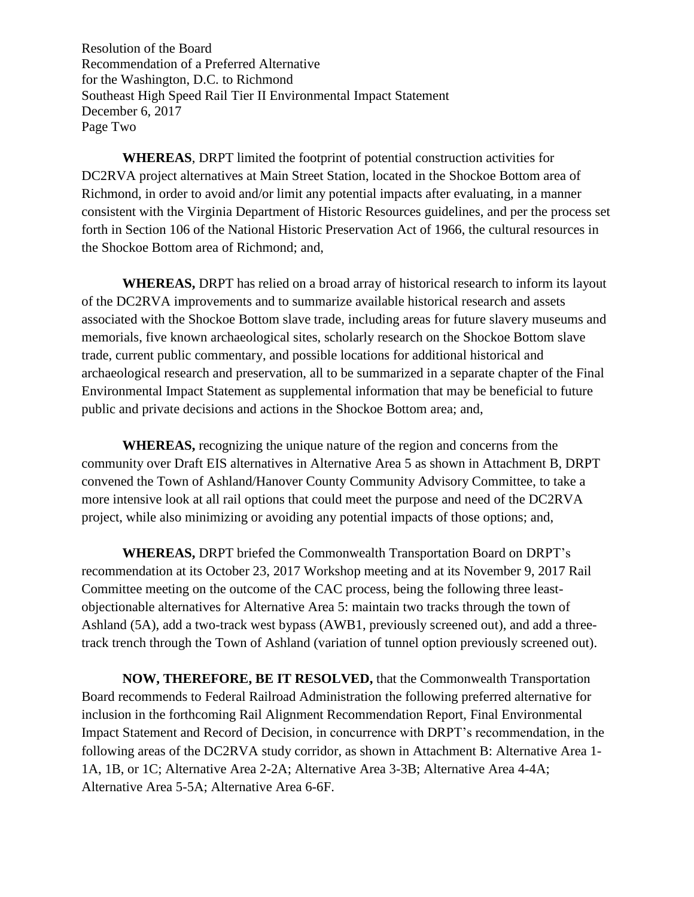**WHEREAS**, DRPT limited the footprint of potential construction activities for DC2RVA project alternatives at Main Street Station, located in the Shockoe Bottom area of Richmond, in order to avoid and/or limit any potential impacts after evaluating, in a manner consistent with the Virginia Department of Historic Resources guidelines, and per the process set forth in Section 106 of the National Historic Preservation Act of 1966, the cultural resources in the Shockoe Bottom area of Richmond; and,

**WHEREAS,** DRPT has relied on a broad array of historical research to inform its layout of the DC2RVA improvements and to summarize available historical research and assets associated with the Shockoe Bottom slave trade, including areas for future slavery museums and memorials, five known archaeological sites, scholarly research on the Shockoe Bottom slave trade, current public commentary, and possible locations for additional historical and archaeological research and preservation, all to be summarized in a separate chapter of the Final Environmental Impact Statement as supplemental information that may be beneficial to future public and private decisions and actions in the Shockoe Bottom area; and,

**WHEREAS,** recognizing the unique nature of the region and concerns from the community over Draft EIS alternatives in Alternative Area 5 as shown in Attachment B, DRPT convened the Town of Ashland/Hanover County Community Advisory Committee, to take a more intensive look at all rail options that could meet the purpose and need of the DC2RVA project, while also minimizing or avoiding any potential impacts of those options; and,

**WHEREAS,** DRPT briefed the Commonwealth Transportation Board on DRPT's recommendation at its October 23, 2017 Workshop meeting and at its November 9, 2017 Rail Committee meeting on the outcome of the CAC process, being the following three least-objectionable alternatives for Alternative Area 5: maintain two tracks through the town of Ashland (5A), add a two-track west bypass (AWB1, previously screened out), and add a three-track trench through the Town of Ashland (variation of tunnel option previously screened out).

**NOW, THEREFORE, BE IT RESOLVED,** that the Commonwealth Transportation Board recommends to Federal Railroad Administration the following preferred alternative for inclusion in the forthcoming Rail Alignment Recommendation Report, Final Environmental Impact Statement and Record of Decision, in concurrence with DRPT's recommendation, in the following areas of the DC2RVA study corridor, as shown in Attachment B: Alternative Area 1-1A, 1B, or 1C; Alternative Area 2-2A; Alternative Area 3-3B; Alternative Area 4-4A; Alternative Area 5-5A; Alternative Area 6-6F.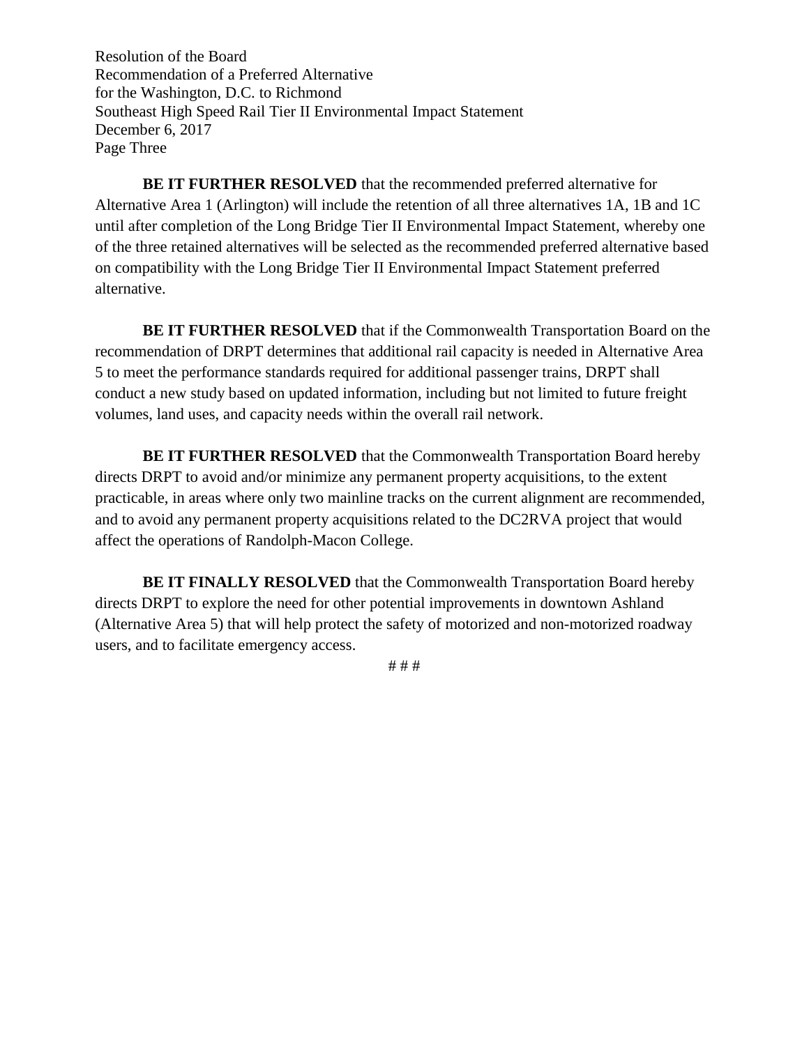**BE IT FURTHER RESOLVED** that the recommended preferred alternative for Alternative Area 1 (Arlington) will include the retention of all three alternatives 1A, 1B and 1C until after completion of the Long Bridge Tier II Environmental Impact Statement, whereby one of the three retained alternatives will be selected as the recommended preferred alternative based on compatibility with the Long Bridge Tier II Environmental Impact Statement preferred alternative.

**BE IT FURTHER RESOLVED** that if the Commonwealth Transportation Board on the recommendation of DRPT determines that additional rail capacity is needed in Alternative Area 5 to meet the performance standards required for additional passenger trains, DRPT shall conduct a new study based on updated information, including but not limited to future freight volumes, land uses, and capacity needs within the overall rail network.

**BE IT FURTHER RESOLVED** that the Commonwealth Transportation Board hereby directs DRPT to avoid and/or minimize any permanent property acquisitions, to the extent practicable, in areas where only two mainline tracks on the current alignment are recommended, and to avoid any permanent property acquisitions related to the DC2RVA project that would affect the operations of Randolph-Macon College.

**BE IT FINALLY RESOLVED** that the Commonwealth Transportation Board hereby directs DRPT to explore the need for other potential improvements in downtown Ashland (Alternative Area 5) that will help protect the safety of motorized and non-motorized roadway users, and to facilitate emergency access.

# # #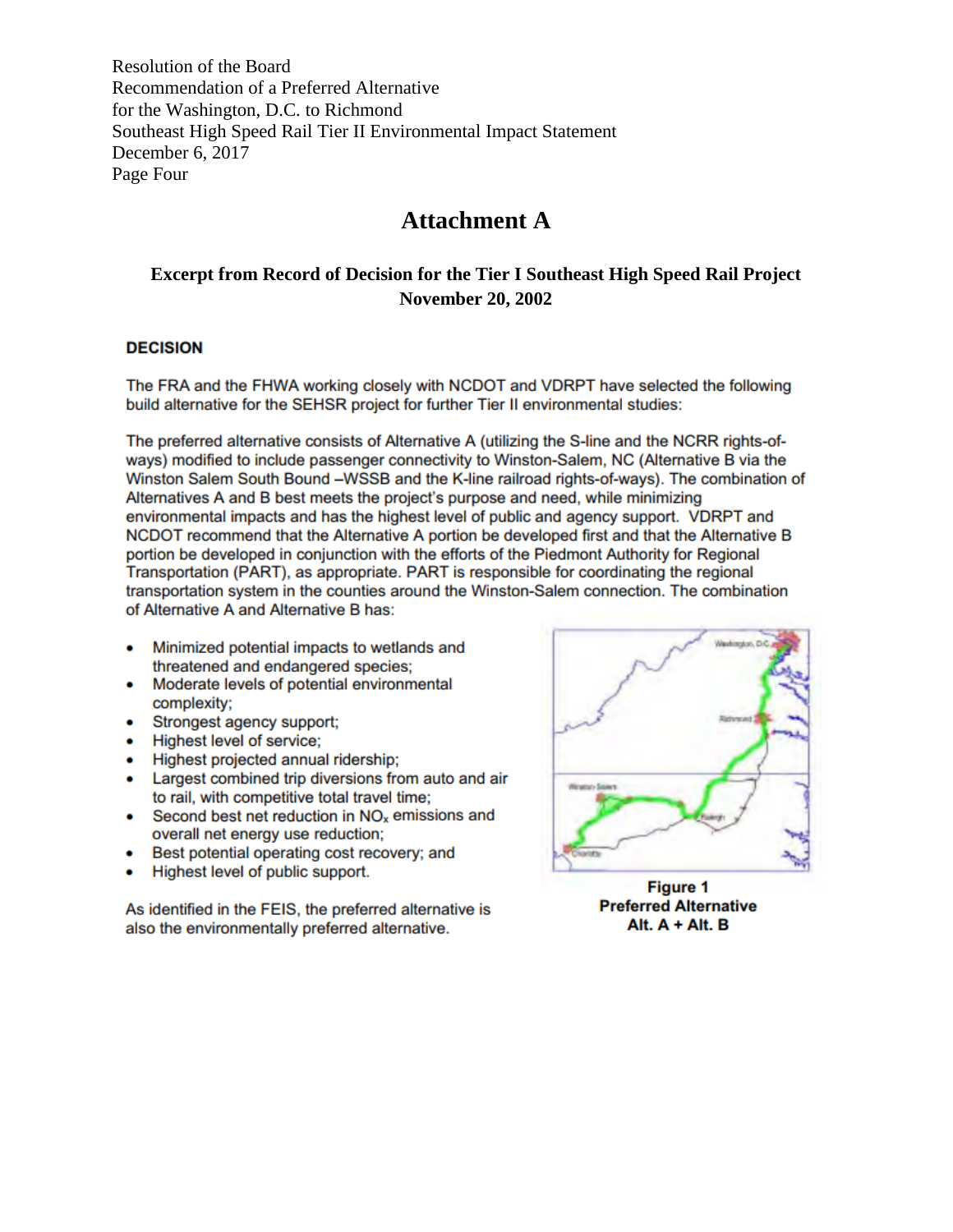Resolution of the Board
Recommendation of a Preferred Alternative
for the Washington, D.C. to Richmond
Southeast High Speed Rail Tier II Environmental Impact Statement
December 6, 2017

# Attachment A

### Excerpt from Record of Decision for the Tier I Southeast High Speed Rail Project November 20, 2002

**DECISION**

The FRA and the FHWA working closely with NCDOT and VDRPT have selected the following build alternative for the SEHSR project for further Tier II environmental studies:

The preferred alternative consists of Alternative A (utilizing the S-line and the NCRR rights-of-ways) modified to include passenger connectivity to Winston-Salem, NC (Alternative B via the Winston Salem South Bound –WSSB and the K-line railroad rights-of-ways). The combination of Alternatives A and B best meets the project's purpose and need, while minimizing environmental impacts and has the highest level of public and agency support. VDRPT and NCDOT recommend that the Alternative A portion be developed first and that the Alternative B portion be developed in conjunction with the efforts of the Piedmont Authority for Regional Transportation (PART), as appropriate. PART is responsible for coordinating the regional transportation system in the counties around the Winston-Salem connection. The combination of Alternative A and Alternative B has:

- Minimized potential impacts to wetlands and threatened and endangered species;
- Moderate levels of potential environmental complexity;
- Strongest agency support;
- Highest level of service;
- Highest projected annual ridership;
- Largest combined trip diversions from auto and air to rail, with competitive total travel time;
- Second best net reduction in $NO_x$ emissions and overall net energy use reduction;
- Best potential operating cost recovery; and
- Highest level of public support.

As identified in the FEIS, the preferred alternative is also the environmentally preferred alternative.

**Figure 1**
**Preferred Alternative**
**Alt. A + Alt. B**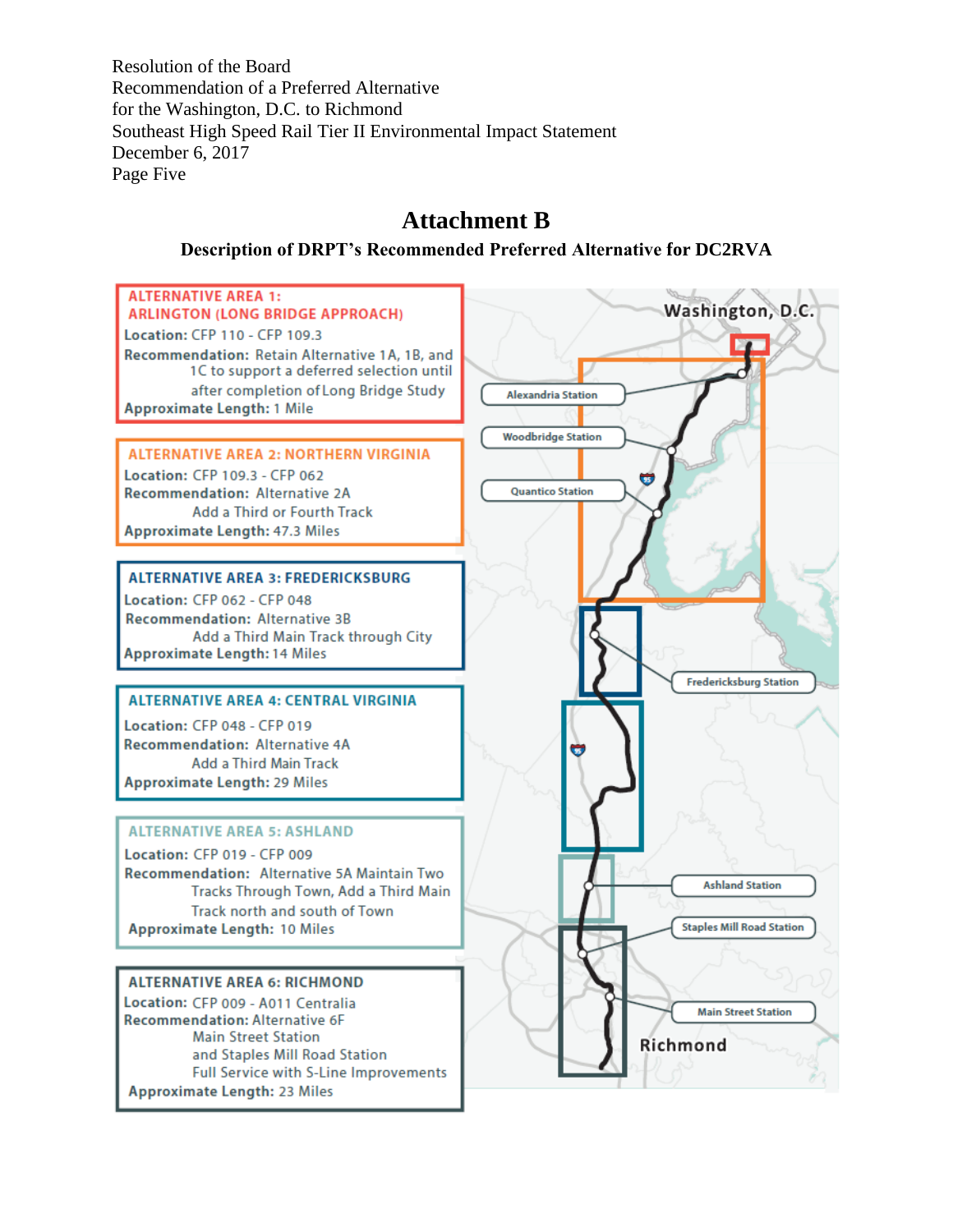Resolution of the Board
Recommendation of a Preferred Alternative
for the Washington, D.C. to Richmond
Southeast High Speed Rail Tier II Environmental Impact Statement
December 6, 2017
Page Five

# Attachment B

## Description of DRPT's Recommended Preferred Alternative for DC2RVA

**ALTERNATIVE AREA 1: ARLINGTON (LONG BRIDGE APPROACH)**
**Location:** CFP 110 - CFP 109.3
**Recommendation:** Retain Alternative 1A, 1B, and 1C to support a deferred selection until after completion of Long Bridge Study
**Approximate Length:** 1 Mile

**ALTERNATIVE AREA 2: NORTHERN VIRGINIA**
**Location:** CFP 109.3 - CFP 062
**Recommendation:** Alternative 2A
Add a Third or Fourth Track
**Approximate Length:** 47.3 Miles

**ALTERNATIVE AREA 3: FREDERICKSBURG**
**Location:** CFP 062 - CFP 048
**Recommendation:** Alternative 3B
Add a Third Main Track through City
**Approximate Length:** 14 Miles

**ALTERNATIVE AREA 4: CENTRAL VIRGINIA**
**Location:** CFP 048 - CFP 019
**Recommendation:** Alternative 4A
Add a Third Main Track
**Approximate Length:** 29 Miles

**ALTERNATIVE AREA 5: ASHLAND**
**Location:** CFP 019 - CFP 009
**Recommendation:** Alternative 5A Maintain Two Tracks Through Town, Add a Third Main Track north and south of Town
**Approximate Length:** 10 Miles

**ALTERNATIVE AREA 6: RICHMOND**
**Location:** CFP 009 - A011 Centralia
**Recommendation:** Alternative 6F
Main Street Station
and Staples Mill Road Station
Full Service with S-Line Improvements
**Approximate Length:** 23 Miles

Washington, D.C.
Alexandria Station
Woodbridge Station
Quantico Station
Fredericksburg Station
Ashland Station
Staples Mill Road Station
Main Street Station
Richmond